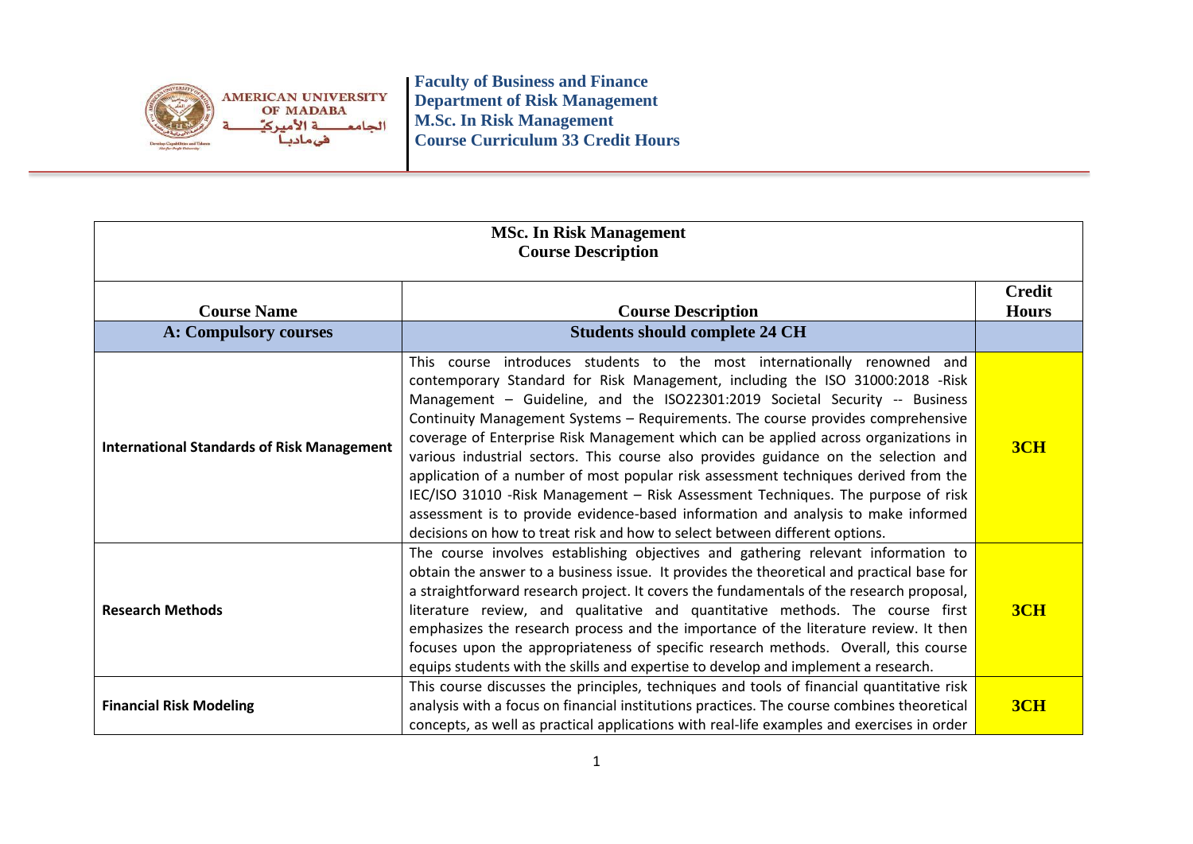**AMERICAN UNIVERSITY OF MADABA**
الجامعـــة الأميركيّـــة في مادبـا

**Faculty of Business and Finance**
**Department of Risk Management**
**M.Sc. In Risk Management**
**Course Curriculum 33 Credit Hours**

| MSc. In Risk Management<br>Course Description | | |
|---|---|---|
| **Course Name** | **Course Description** | **Credit Hours** |
| **A: Compulsory courses** | **Students should complete 24 CH** | |
| **International Standards of Risk Management** | This course introduces students to the most internationally renowned and contemporary Standard for Risk Management, including the ISO 31000:2018 -Risk Management – Guideline, and the ISO22301:2019 Societal Security -- Business Continuity Management Systems – Requirements. The course provides comprehensive coverage of Enterprise Risk Management which can be applied across organizations in various industrial sectors. This course also provides guidance on the selection and application of a number of most popular risk assessment techniques derived from the IEC/ISO 31010 -Risk Management – Risk Assessment Techniques. The purpose of risk assessment is to provide evidence-based information and analysis to make informed decisions on how to treat risk and how to select between different options. | **3CH** |
| **Research Methods** | The course involves establishing objectives and gathering relevant information to obtain the answer to a business issue. It provides the theoretical and practical base for a straightforward research project. It covers the fundamentals of the research proposal, literature review, and qualitative and quantitative methods. The course first emphasizes the research process and the importance of the literature review. It then focuses upon the appropriateness of specific research methods. Overall, this course equips students with the skills and expertise to develop and implement a research. | **3CH** |
| **Financial Risk Modeling** | This course discusses the principles, techniques and tools of financial quantitative risk analysis with a focus on financial institutions practices. The course combines theoretical concepts, as well as practical applications with real-life examples and exercises in order | **3CH** |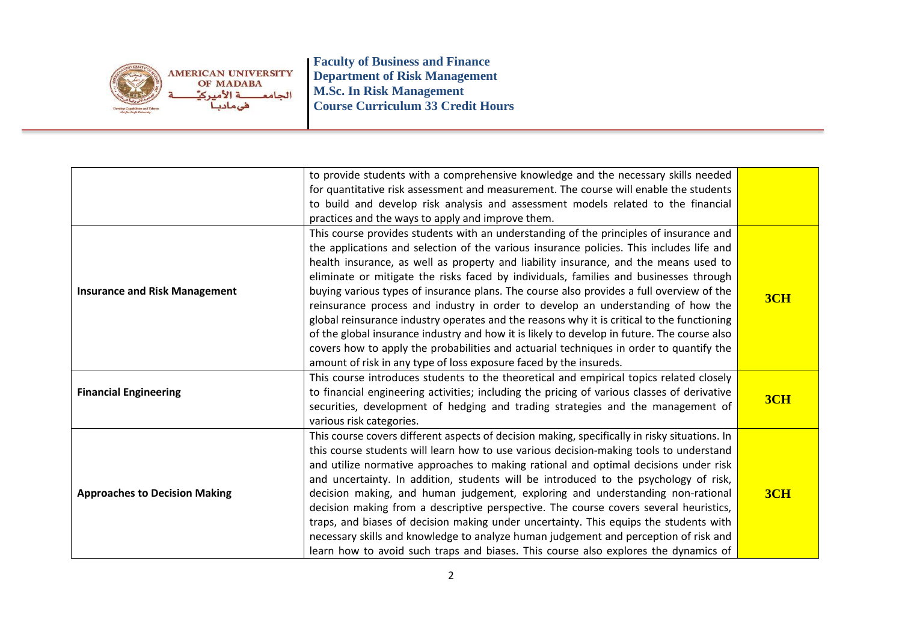|  |  |  |
|---|---|---|
|  | to provide students with a comprehensive knowledge and the necessary skills needed for quantitative risk assessment and measurement. The course will enable the students to build and develop risk analysis and assessment models related to the financial practices and the ways to apply and improve them. |  |
| **Insurance and Risk Management** | This course provides students with an understanding of the principles of insurance and the applications and selection of the various insurance policies. This includes life and health insurance, as well as property and liability insurance, and the means used to eliminate or mitigate the risks faced by individuals, families and businesses through buying various types of insurance plans. The course also provides a full overview of the reinsurance process and industry in order to develop an understanding of how the global reinsurance industry operates and the reasons why it is critical to the functioning of the global insurance industry and how it is likely to develop in future. The course also covers how to apply the probabilities and actuarial techniques in order to quantify the amount of risk in any type of loss exposure faced by the insureds. | **3CH** |
| **Financial Engineering** | This course introduces students to the theoretical and empirical topics related closely to financial engineering activities; including the pricing of various classes of derivative securities, development of hedging and trading strategies and the management of various risk categories. | **3CH** |
| **Approaches to Decision Making** | This course covers different aspects of decision making, specifically in risky situations. In this course students will learn how to use various decision-making tools to understand and utilize normative approaches to making rational and optimal decisions under risk and uncertainty. In addition, students will be introduced to the psychology of risk, decision making, and human judgement, exploring and understanding non-rational decision making from a descriptive perspective. The course covers several heuristics, traps, and biases of decision making under uncertainty. This equips the students with necessary skills and knowledge to analyze human judgement and perception of risk and learn how to avoid such traps and biases. This course also explores the dynamics of | **3CH** |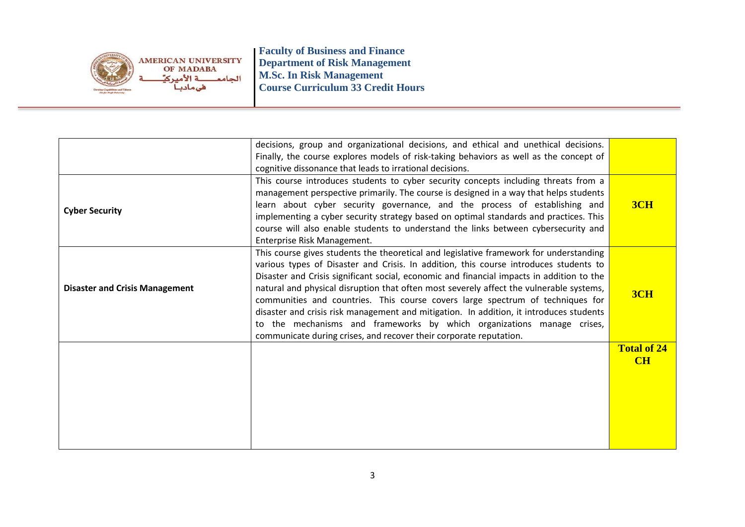| | | |
|---|---|---|
| | decisions, group and organizational decisions, and ethical and unethical decisions. Finally, the course explores models of risk-taking behaviors as well as the concept of cognitive dissonance that leads to irrational decisions. | |
| **Cyber Security** | This course introduces students to cyber security concepts including threats from a management perspective primarily. The course is designed in a way that helps students learn about cyber security governance, and the process of establishing and implementing a cyber security strategy based on optimal standards and practices. This course will also enable students to understand the links between cybersecurity and Enterprise Risk Management. | **3CH** |
| **Disaster and Crisis Management** | This course gives students the theoretical and legislative framework for understanding various types of Disaster and Crisis. In addition, this course introduces students to Disaster and Crisis significant social, economic and financial impacts in addition to the natural and physical disruption that often most severely affect the vulnerable systems, communities and countries. This course covers large spectrum of techniques for disaster and crisis risk management and mitigation. In addition, it introduces students to the mechanisms and frameworks by which organizations manage crises, communicate during crises, and recover their corporate reputation. | **3CH** |
| | | **Total of 24 CH** |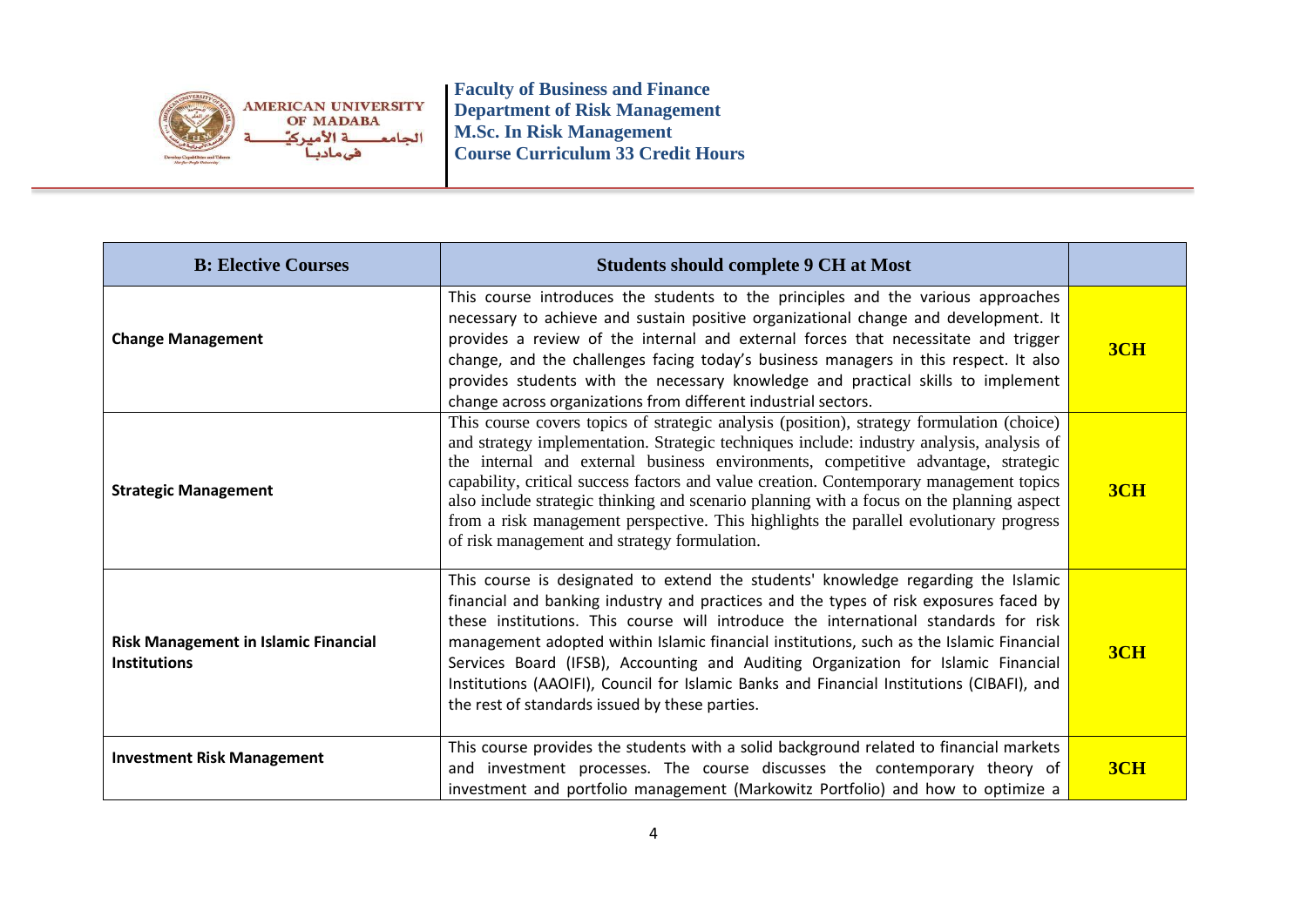| B: Elective Courses | Students should complete 9 CH at Most | |
|---|---|---|
| **Change Management** | This course introduces the students to the principles and the various approaches necessary to achieve and sustain positive organizational change and development. It provides a review of the internal and external forces that necessitate and trigger change, and the challenges facing today's business managers in this respect. It also provides students with the necessary knowledge and practical skills to implement change across organizations from different industrial sectors. | **3CH** |
| **Strategic Management** | This course covers topics of strategic analysis (position), strategy formulation (choice) and strategy implementation. Strategic techniques include: industry analysis, analysis of the internal and external business environments, competitive advantage, strategic capability, critical success factors and value creation. Contemporary management topics also include strategic thinking and scenario planning with a focus on the planning aspect from a risk management perspective. This highlights the parallel evolutionary progress of risk management and strategy formulation. | **3CH** |
| **Risk Management in Islamic Financial Institutions** | This course is designated to extend the students' knowledge regarding the Islamic financial and banking industry and practices and the types of risk exposures faced by these institutions. This course will introduce the international standards for risk management adopted within Islamic financial institutions, such as the Islamic Financial Services Board (IFSB), Accounting and Auditing Organization for Islamic Financial Institutions (AAOIFI), Council for Islamic Banks and Financial Institutions (CIBAFI), and the rest of standards issued by these parties. | **3CH** |
| **Investment Risk Management** | This course provides the students with a solid background related to financial markets and investment processes. The course discusses the contemporary theory of investment and portfolio management (Markowitz Portfolio) and how to optimize a | **3CH** |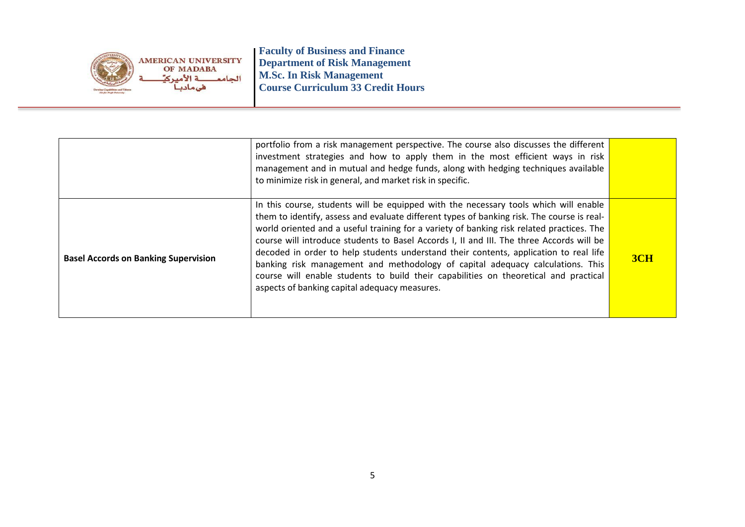| | | |
|---|---|---|
| | portfolio from a risk management perspective. The course also discusses the different investment strategies and how to apply them in the most efficient ways in risk management and in mutual and hedge funds, along with hedging techniques available to minimize risk in general, and market risk in specific. | |
| **Basel Accords on Banking Supervision** | In this course, students will be equipped with the necessary tools which will enable them to identify, assess and evaluate different types of banking risk. The course is real-world oriented and a useful training for a variety of banking risk related practices. The course will introduce students to Basel Accords I, II and III. The three Accords will be decoded in order to help students understand their contents, application to real life banking risk management and methodology of capital adequacy calculations. This course will enable students to build their capabilities on theoretical and practical aspects of banking capital adequacy measures. | **3CH** |